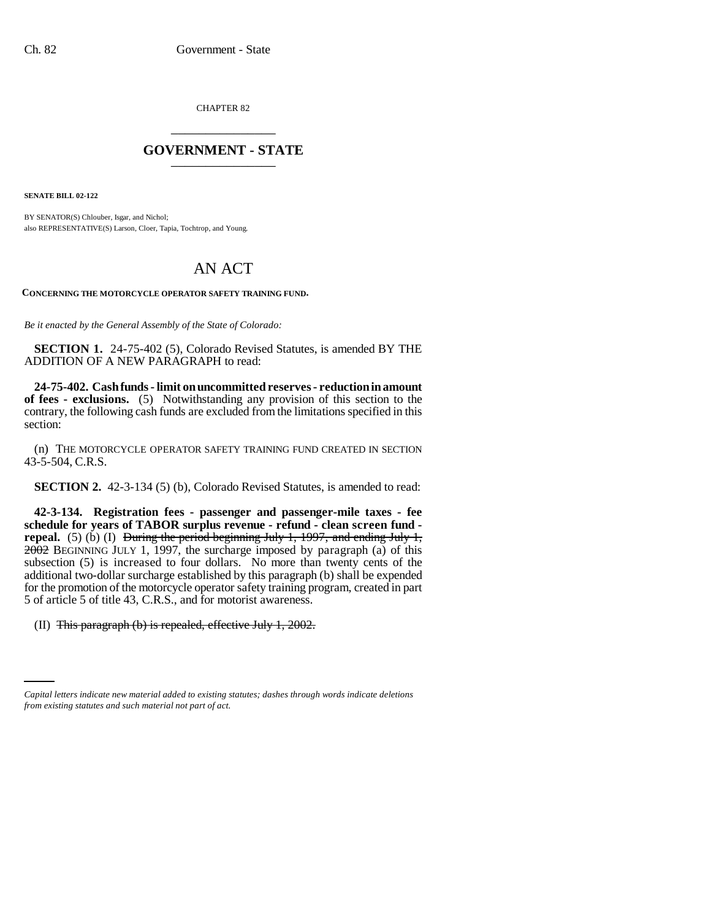CHAPTER 82

## GOVERNMENT - STATE

**SENATE BILL 02-122**

BY SENATOR(S) Chlouber, Isgar, and Nichol;
also REPRESENTATIVE(S) Larson, Cloer, Tapia, Tochtrop, and Young.

# AN ACT

**CONCERNING THE MOTORCYCLE OPERATOR SAFETY TRAINING FUND.**

*Be it enacted by the General Assembly of the State of Colorado:*

**SECTION 1.** 24-75-402 (5), Colorado Revised Statutes, is amended BY THE ADDITION OF A NEW PARAGRAPH to read:

**24-75-402. Cash funds - limit on uncommitted reserves - reduction in amount of fees - exclusions.** (5) Notwithstanding any provision of this section to the contrary, the following cash funds are excluded from the limitations specified in this section:

(n) THE MOTORCYCLE OPERATOR SAFETY TRAINING FUND CREATED IN SECTION 43-5-504, C.R.S.

**SECTION 2.** 42-3-134 (5) (b), Colorado Revised Statutes, is amended to read:

**42-3-134. Registration fees - passenger and passenger-mile taxes - fee schedule for years of TABOR surplus revenue - refund - clean screen fund - repeal.** (5) (b) (I) ~~During the period beginning July 1, 1997, and ending July 1, 2002~~ BEGINNING JULY 1, 1997, the surcharge imposed by paragraph (a) of this subsection (5) is increased to four dollars. No more than twenty cents of the additional two-dollar surcharge established by this paragraph (b) shall be expended for the promotion of the motorcycle operator safety training program, created in part 5 of article 5 of title 43, C.R.S., and for motorist awareness.

(II) ~~This paragraph (b) is repealed, effective July 1, 2002.~~

*Capital letters indicate new material added to existing statutes; dashes through words indicate deletions from existing statutes and such material not part of act.*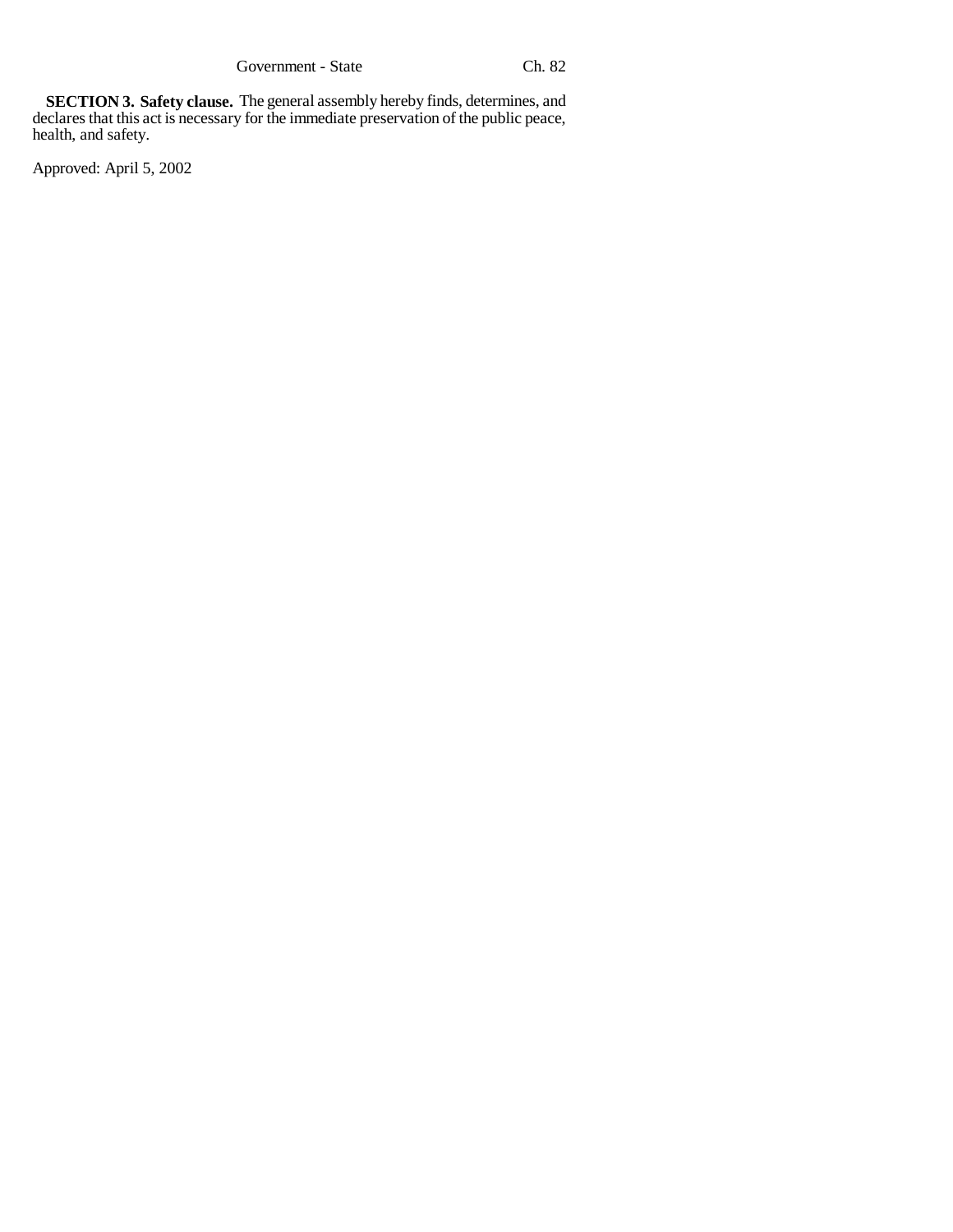**SECTION 3. Safety clause.** The general assembly hereby finds, determines, and declares that this act is necessary for the immediate preservation of the public peace, health, and safety.

Approved: April 5, 2002